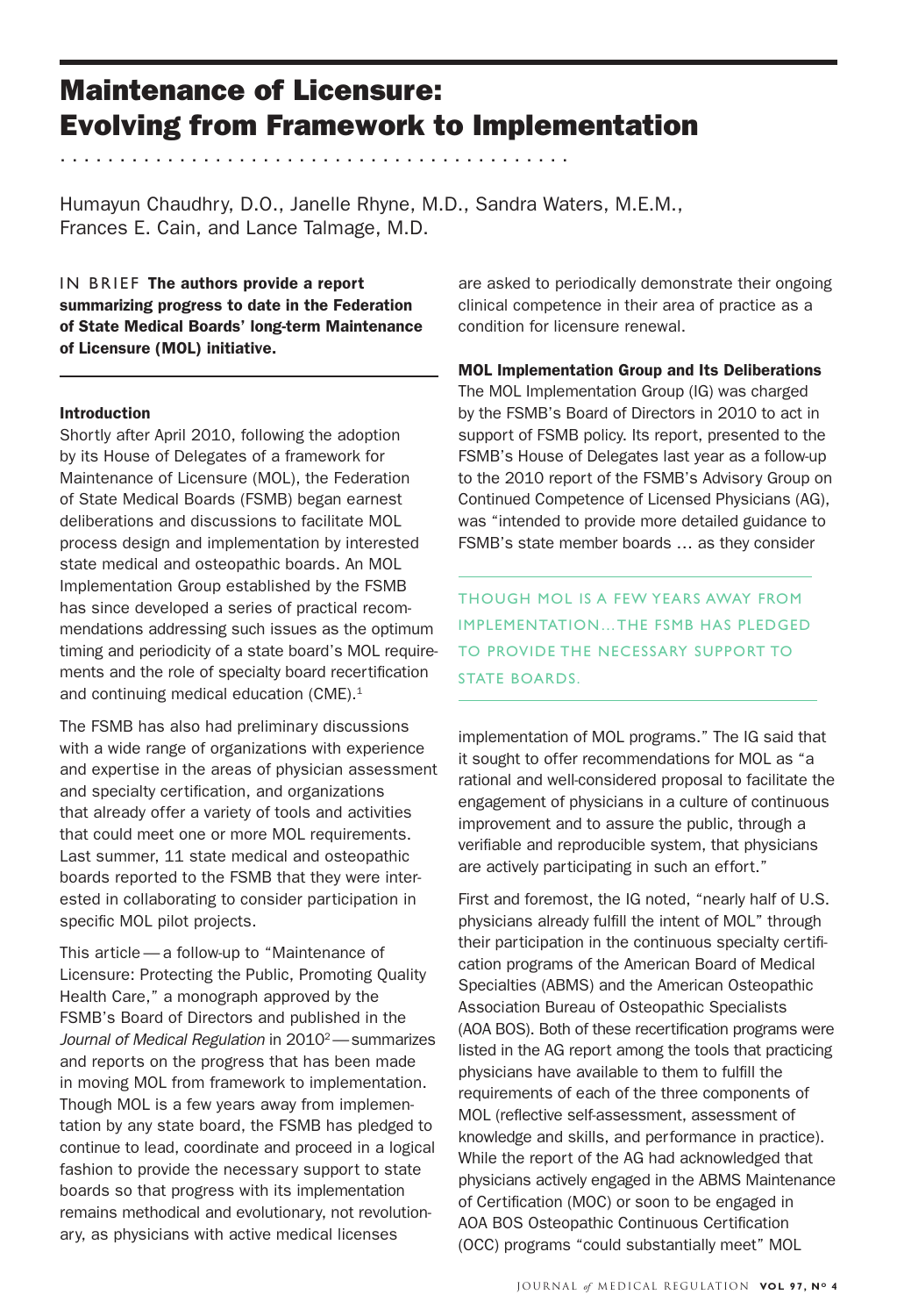# Maintenance of Licensure: Evolving from Framework to Implementation

Humayun Chaudhry, D.O., Janelle Rhyne, M.D., Sandra Waters, M.E.M., Frances E. Cain, and Lance Talmage, M.D.

IN BRIEF **The authors provide a report summarizing progress to date in the Federation of State Medical Boards' long-term Maintenance of Licensure (MOL) initiative.**

### Introduction

Shortly after April 2010, following the adoption by its House of Delegates of a framework for Maintenance of Licensure (MOL), the Federation of State Medical Boards (FSMB) began earnest deliberations and discussions to facilitate MOL process design and implementation by interested state medical and osteopathic boards. An MOL Implementation Group established by the FSMB has since developed a series of practical recommendations addressing such issues as the optimum timing and periodicity of a state board's MOL requirements and the role of specialty board recertification and continuing medical education (CME).[1]

The FSMB has also had preliminary discussions with a wide range of organizations with experience and expertise in the areas of physician assessment and specialty certification, and organizations that already offer a variety of tools and activities that could meet one or more MOL requirements. Last summer, 11 state medical and osteopathic boards reported to the FSMB that they were interested in collaborating to consider participation in specific MOL pilot projects.

This article — a follow-up to "Maintenance of Licensure: Protecting the Public, Promoting Quality Health Care," a monograph approved by the FSMB's Board of Directors and published in the *Journal of Medical Regulation* in 2010[2] — summarizes and reports on the progress that has been made in moving MOL from framework to implementation. Though MOL is a few years away from implementation by any state board, the FSMB has pledged to continue to lead, coordinate and proceed in a logical fashion to provide the necessary support to state boards so that progress with its implementation remains methodical and evolutionary, not revolutionary, as physicians with active medical licenses are asked to periodically demonstrate their ongoing clinical competence in their area of practice as a condition for licensure renewal.

### MOL Implementation Group and Its Deliberations

The MOL Implementation Group (IG) was charged by the FSMB's Board of Directors in 2010 to act in support of FSMB policy. Its report, presented to the FSMB's House of Delegates last year as a follow-up to the 2010 report of the FSMB's Advisory Group on Continued Competence of Licensed Physicians (AG), was "intended to provide more detailed guidance to FSMB's state member boards … as they consider implementation of MOL programs." The IG said that it sought to offer recommendations for MOL as "a rational and well-considered proposal to facilitate the engagement of physicians in a culture of continuous improvement and to assure the public, through a verifiable and reproducible system, that physicians are actively participating in such an effort."

> THOUGH MOL IS A FEW YEARS AWAY FROM IMPLEMENTATION… THE FSMB HAS PLEDGED TO PROVIDE THE NECESSARY SUPPORT TO STATE BOARDS.

First and foremost, the IG noted, "nearly half of U.S. physicians already fulfill the intent of MOL" through their participation in the continuous specialty certification programs of the American Board of Medical Specialties (ABMS) and the American Osteopathic Association Bureau of Osteopathic Specialists (AOA BOS). Both of these recertification programs were listed in the AG report among the tools that practicing physicians have available to them to fulfill the requirements of each of the three components of MOL (reflective self-assessment, assessment of knowledge and skills, and performance in practice). While the report of the AG had acknowledged that physicians actively engaged in the ABMS Maintenance of Certification (MOC) or soon to be engaged in AOA BOS Osteopathic Continuous Certification (OCC) programs "could substantially meet" MOL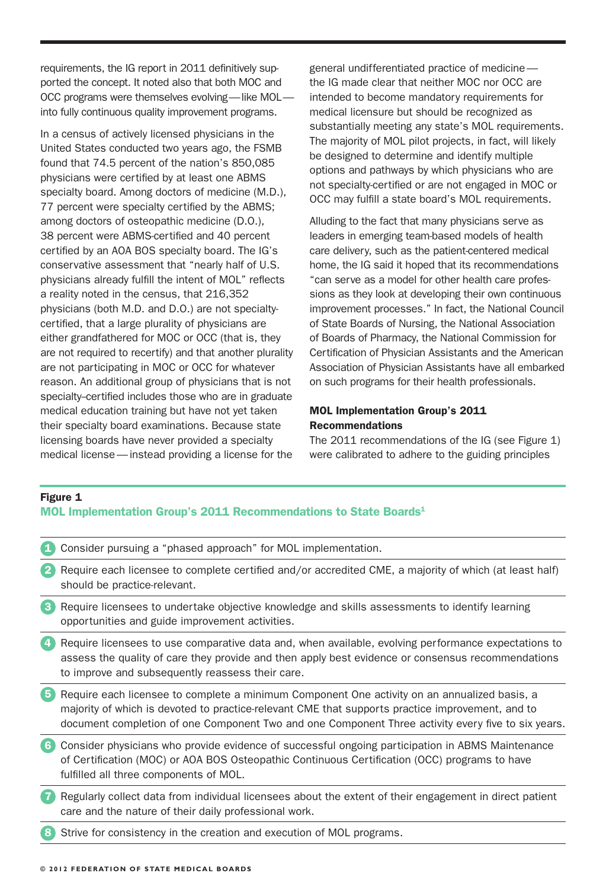requirements, the IG report in 2011 definitively supported the concept. It noted also that both MOC and OCC programs were themselves evolving — like MOL — into fully continuous quality improvement programs.

In a census of actively licensed physicians in the United States conducted two years ago, the FSMB found that 74.5 percent of the nation's 850,085 physicians were certified by at least one ABMS specialty board. Among doctors of medicine (M.D.), 77 percent were specialty certified by the ABMS; among doctors of osteopathic medicine (D.O.), 38 percent were ABMS-certified and 40 percent certified by an AOA BOS specialty board. The IG's conservative assessment that "nearly half of U.S. physicians already fulfill the intent of MOL" reflects a reality noted in the census, that 216,352 physicians (both M.D. and D.O.) are not specialty-certified, that a large plurality of physicians are either grandfathered for MOC or OCC (that is, they are not required to recertify) and that another plurality are not participating in MOC or OCC for whatever reason. An additional group of physicians that is not specialty–certified includes those who are in graduate medical education training but have not yet taken their specialty board examinations. Because state licensing boards have never provided a specialty medical license — instead providing a license for the general undifferentiated practice of medicine — the IG made clear that neither MOC nor OCC are intended to become mandatory requirements for medical licensure but should be recognized as substantially meeting any state's MOL requirements. The majority of MOL pilot projects, in fact, will likely be designed to determine and identify multiple options and pathways by which physicians who are not specialty-certified or are not engaged in MOC or OCC may fulfill a state board's MOL requirements.

Alluding to the fact that many physicians serve as leaders in emerging team-based models of health care delivery, such as the patient-centered medical home, the IG said it hoped that its recommendations "can serve as a model for other health care professions as they look at developing their own continuous improvement processes." In fact, the National Council of State Boards of Nursing, the National Association of Boards of Pharmacy, the National Commission for Certification of Physician Assistants and the American Association of Physician Assistants have all embarked on such programs for their health professionals.

### MOL Implementation Group's 2011 Recommendations

The 2011 recommendations of the IG (see Figure 1) were calibrated to adhere to the guiding principles

**Figure 1**

**MOL Implementation Group's 2011 Recommendations to State Boards[1]**

1. Consider pursuing a "phased approach" for MOL implementation.
2. Require each licensee to complete certified and/or accredited CME, a majority of which (at least half) should be practice-relevant.
3. Require licensees to undertake objective knowledge and skills assessments to identify learning opportunities and guide improvement activities.
4. Require licensees to use comparative data and, when available, evolving performance expectations to assess the quality of care they provide and then apply best evidence or consensus recommendations to improve and subsequently reassess their care.
5. Require each licensee to complete a minimum Component One activity on an annualized basis, a majority of which is devoted to practice-relevant CME that supports practice improvement, and to document completion of one Component Two and one Component Three activity every five to six years.
6. Consider physicians who provide evidence of successful ongoing participation in ABMS Maintenance of Certification (MOC) or AOA BOS Osteopathic Continuous Certification (OCC) programs to have fulfilled all three components of MOL.
7. Regularly collect data from individual licensees about the extent of their engagement in direct patient care and the nature of their daily professional work.
8. Strive for consistency in the creation and execution of MOL programs.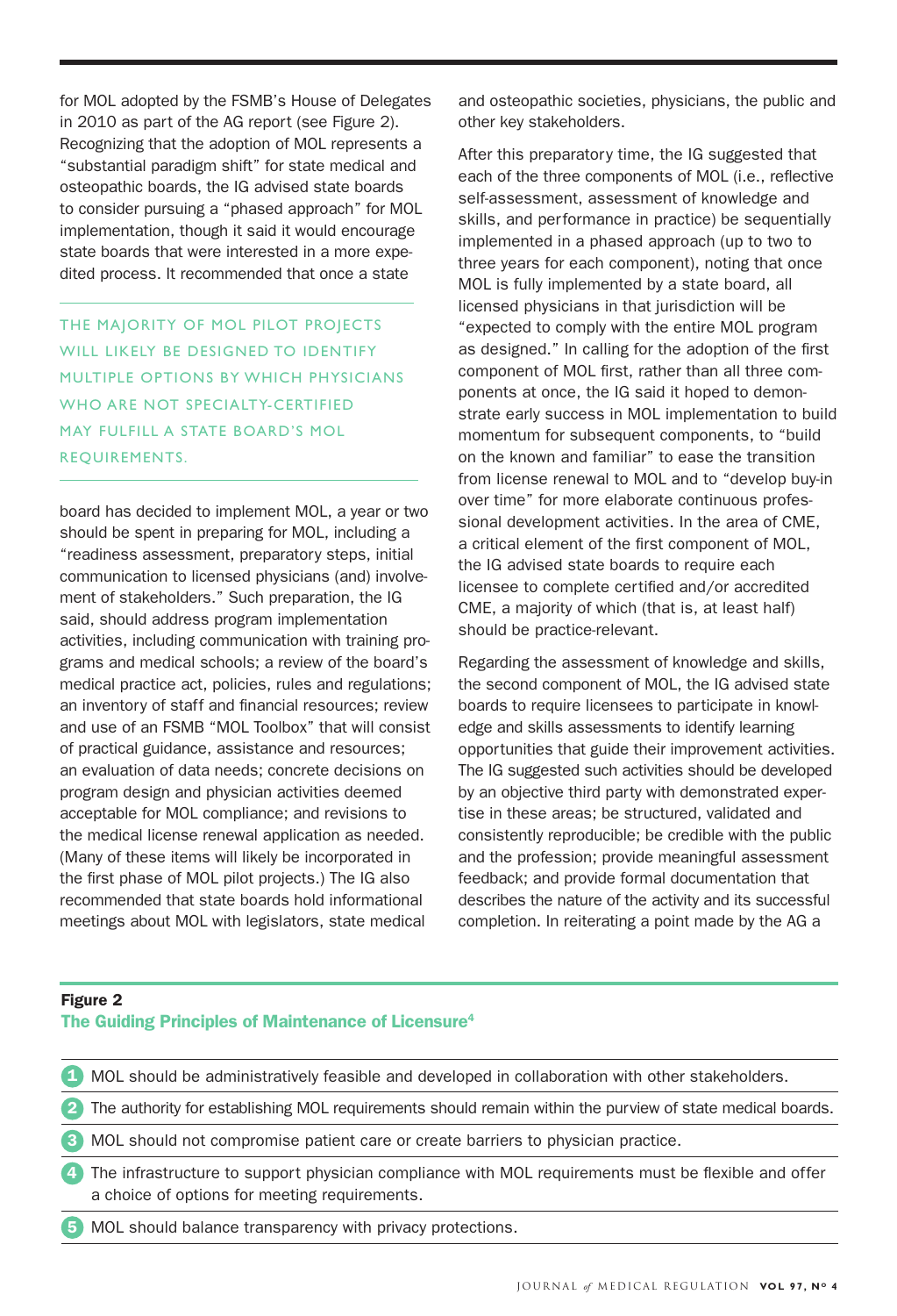for MOL adopted by the FSMB's House of Delegates in 2010 as part of the AG report (see Figure 2). Recognizing that the adoption of MOL represents a "substantial paradigm shift" for state medical and osteopathic boards, the IG advised state boards to consider pursuing a "phased approach" for MOL implementation, though it said it would encourage state boards that were interested in a more expedited process. It recommended that once a state board has decided to implement MOL, a year or two should be spent in preparing for MOL, including a "readiness assessment, preparatory steps, initial communication to licensed physicians (and) involvement of stakeholders." Such preparation, the IG said, should address program implementation activities, including communication with training programs and medical schools; a review of the board's medical practice act, policies, rules and regulations; an inventory of staff and financial resources; review and use of an FSMB "MOL Toolbox" that will consist of practical guidance, assistance and resources; an evaluation of data needs; concrete decisions on program design and physician activities deemed acceptable for MOL compliance; and revisions to the medical license renewal application as needed. (Many of these items will likely be incorporated in the first phase of MOL pilot projects.) The IG also recommended that state boards hold informational meetings about MOL with legislators, state medical and osteopathic societies, physicians, the public and other key stakeholders.

> THE MAJORITY OF MOL PILOT PROJECTS WILL LIKELY BE DESIGNED TO IDENTIFY MULTIPLE OPTIONS BY WHICH PHYSICIANS WHO ARE NOT SPECIALTY-CERTIFIED MAY FULFILL A STATE BOARD'S MOL REQUIREMENTS.

After this preparatory time, the IG suggested that each of the three components of MOL (i.e., reflective self-assessment, assessment of knowledge and skills, and performance in practice) be sequentially implemented in a phased approach (up to two to three years for each component), noting that once MOL is fully implemented by a state board, all licensed physicians in that jurisdiction will be "expected to comply with the entire MOL program as designed." In calling for the adoption of the first component of MOL first, rather than all three components at once, the IG said it hoped to demonstrate early success in MOL implementation to build momentum for subsequent components, to "build on the known and familiar" to ease the transition from license renewal to MOL and to "develop buy-in over time" for more elaborate continuous professional development activities. In the area of CME, a critical element of the first component of MOL, the IG advised state boards to require each licensee to complete certified and/or accredited CME, a majority of which (that is, at least half) should be practice-relevant.

Regarding the assessment of knowledge and skills, the second component of MOL, the IG advised state boards to require licensees to participate in knowledge and skills assessments to identify learning opportunities that guide their improvement activities. The IG suggested such activities should be developed by an objective third party with demonstrated expertise in these areas; be structured, validated and consistently reproducible; be credible with the public and the profession; provide meaningful assessment feedback; and provide formal documentation that describes the nature of the activity and its successful completion. In reiterating a point made by the AG a

**Figure 2**
**The Guiding Principles of Maintenance of Licensure[4]**

1. MOL should be administratively feasible and developed in collaboration with other stakeholders.
2. The authority for establishing MOL requirements should remain within the purview of state medical boards.
3. MOL should not compromise patient care or create barriers to physician practice.
4. The infrastructure to support physician compliance with MOL requirements must be flexible and offer a choice of options for meeting requirements.
5. MOL should balance transparency with privacy protections.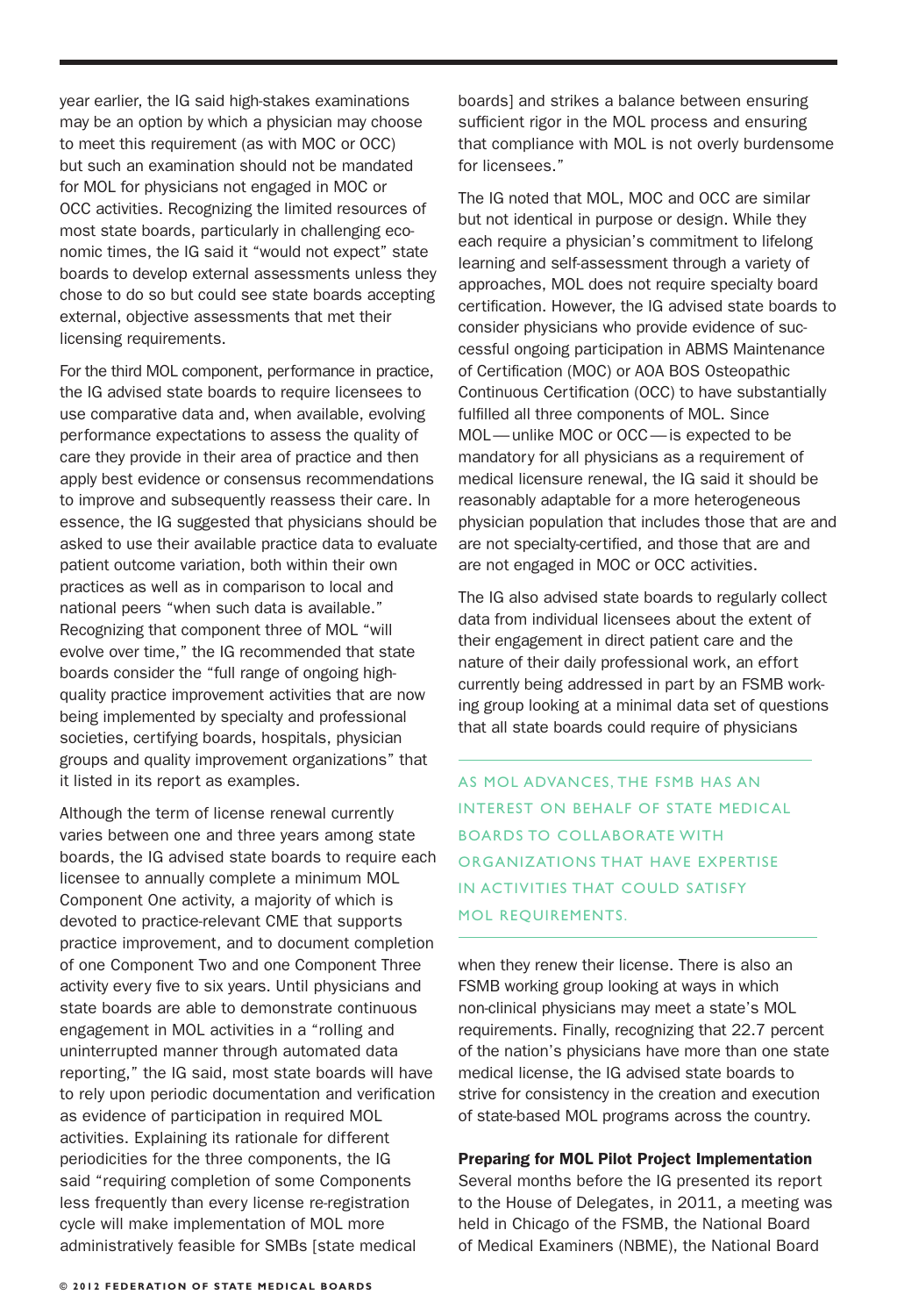year earlier, the IG said high-stakes examinations may be an option by which a physician may choose to meet this requirement (as with MOC or OCC) but such an examination should not be mandated for MOL for physicians not engaged in MOC or OCC activities. Recognizing the limited resources of most state boards, particularly in challenging economic times, the IG said it "would not expect" state boards to develop external assessments unless they chose to do so but could see state boards accepting external, objective assessments that met their licensing requirements.

For the third MOL component, performance in practice, the IG advised state boards to require licensees to use comparative data and, when available, evolving performance expectations to assess the quality of care they provide in their area of practice and then apply best evidence or consensus recommendations to improve and subsequently reassess their care. In essence, the IG suggested that physicians should be asked to use their available practice data to evaluate patient outcome variation, both within their own practices as well as in comparison to local and national peers "when such data is available." Recognizing that component three of MOL "will evolve over time," the IG recommended that state boards consider the "full range of ongoing high-quality practice improvement activities that are now being implemented by specialty and professional societies, certifying boards, hospitals, physician groups and quality improvement organizations" that it listed in its report as examples.

Although the term of license renewal currently varies between one and three years among state boards, the IG advised state boards to require each licensee to annually complete a minimum MOL Component One activity, a majority of which is devoted to practice-relevant CME that supports practice improvement, and to document completion of one Component Two and one Component Three activity every five to six years. Until physicians and state boards are able to demonstrate continuous engagement in MOL activities in a "rolling and uninterrupted manner through automated data reporting," the IG said, most state boards will have to rely upon periodic documentation and verification as evidence of participation in required MOL activities. Explaining its rationale for different periodicities for the three components, the IG said "requiring completion of some Components less frequently than every license re-registration cycle will make implementation of MOL more administratively feasible for SMBs [state medical boards] and strikes a balance between ensuring sufficient rigor in the MOL process and ensuring that compliance with MOL is not overly burdensome for licensees."

The IG noted that MOL, MOC and OCC are similar but not identical in purpose or design. While they each require a physician's commitment to lifelong learning and self-assessment through a variety of approaches, MOL does not require specialty board certification. However, the IG advised state boards to consider physicians who provide evidence of successful ongoing participation in ABMS Maintenance of Certification (MOC) or AOA BOS Osteopathic Continuous Certification (OCC) to have substantially fulfilled all three components of MOL. Since MOL—unlike MOC or OCC—is expected to be mandatory for all physicians as a requirement of medical licensure renewal, the IG said it should be reasonably adaptable for a more heterogeneous physician population that includes those that are and are not specialty-certified, and those that are and are not engaged in MOC or OCC activities.

The IG also advised state boards to regularly collect data from individual licensees about the extent of their engagement in direct patient care and the nature of their daily professional work, an effort currently being addressed in part by an FSMB working group looking at a minimal data set of questions that all state boards could require of physicians when they renew their license. There is also an FSMB working group looking at ways in which non-clinical physicians may meet a state's MOL requirements. Finally, recognizing that 22.7 percent of the nation's physicians have more than one state medical license, the IG advised state boards to strive for consistency in the creation and execution of state-based MOL programs across the country.

> AS MOL ADVANCES, THE FSMB HAS AN INTEREST ON BEHALF OF STATE MEDICAL BOARDS TO COLLABORATE WITH ORGANIZATIONS THAT HAVE EXPERTISE IN ACTIVITIES THAT COULD SATISFY MOL REQUIREMENTS.

**Preparing for MOL Pilot Project Implementation**

Several months before the IG presented its report to the House of Delegates, in 2011, a meeting was held in Chicago of the FSMB, the National Board of Medical Examiners (NBME), the National Board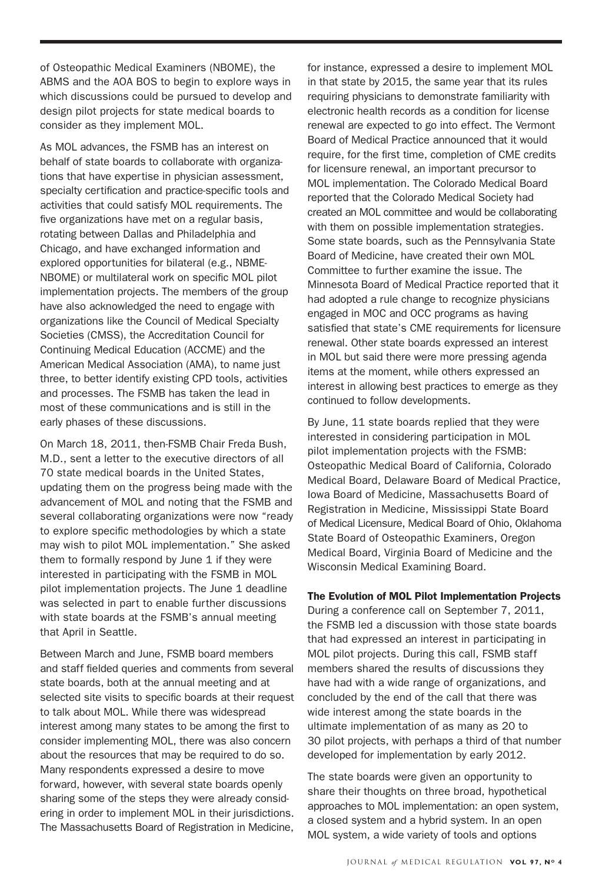of Osteopathic Medical Examiners (NBOME), the ABMS and the AOA BOS to begin to explore ways in which discussions could be pursued to develop and design pilot projects for state medical boards to consider as they implement MOL.

As MOL advances, the FSMB has an interest on behalf of state boards to collaborate with organizations that have expertise in physician assessment, specialty certification and practice-specific tools and activities that could satisfy MOL requirements. The five organizations have met on a regular basis, rotating between Dallas and Philadelphia and Chicago, and have exchanged information and explored opportunities for bilateral (e.g., NBME-NBOME) or multilateral work on specific MOL pilot implementation projects. The members of the group have also acknowledged the need to engage with organizations like the Council of Medical Specialty Societies (CMSS), the Accreditation Council for Continuing Medical Education (ACCME) and the American Medical Association (AMA), to name just three, to better identify existing CPD tools, activities and processes. The FSMB has taken the lead in most of these communications and is still in the early phases of these discussions.

On March 18, 2011, then-FSMB Chair Freda Bush, M.D., sent a letter to the executive directors of all 70 state medical boards in the United States, updating them on the progress being made with the advancement of MOL and noting that the FSMB and several collaborating organizations were now "ready to explore specific methodologies by which a state may wish to pilot MOL implementation." She asked them to formally respond by June 1 if they were interested in participating with the FSMB in MOL pilot implementation projects. The June 1 deadline was selected in part to enable further discussions with state boards at the FSMB's annual meeting that April in Seattle.

Between March and June, FSMB board members and staff fielded queries and comments from several state boards, both at the annual meeting and at selected site visits to specific boards at their request to talk about MOL. While there was widespread interest among many states to be among the first to consider implementing MOL, there was also concern about the resources that may be required to do so. Many respondents expressed a desire to move forward, however, with several state boards openly sharing some of the steps they were already considering in order to implement MOL in their jurisdictions. The Massachusetts Board of Registration in Medicine, for instance, expressed a desire to implement MOL in that state by 2015, the same year that its rules requiring physicians to demonstrate familiarity with electronic health records as a condition for license renewal are expected to go into effect. The Vermont Board of Medical Practice announced that it would require, for the first time, completion of CME credits for licensure renewal, an important precursor to MOL implementation. The Colorado Medical Board reported that the Colorado Medical Society had created an MOL committee and would be collaborating with them on possible implementation strategies. Some state boards, such as the Pennsylvania State Board of Medicine, have created their own MOL Committee to further examine the issue. The Minnesota Board of Medical Practice reported that it had adopted a rule change to recognize physicians engaged in MOC and OCC programs as having satisfied that state's CME requirements for licensure renewal. Other state boards expressed an interest in MOL but said there were more pressing agenda items at the moment, while others expressed an interest in allowing best practices to emerge as they continued to follow developments.

By June, 11 state boards replied that they were interested in considering participation in MOL pilot implementation projects with the FSMB: Osteopathic Medical Board of California, Colorado Medical Board, Delaware Board of Medical Practice, Iowa Board of Medicine, Massachusetts Board of Registration in Medicine, Mississippi State Board of Medical Licensure, Medical Board of Ohio, Oklahoma State Board of Osteopathic Examiners, Oregon Medical Board, Virginia Board of Medicine and the Wisconsin Medical Examining Board.

**The Evolution of MOL Pilot Implementation Projects**

During a conference call on September 7, 2011, the FSMB led a discussion with those state boards that had expressed an interest in participating in MOL pilot projects. During this call, FSMB staff members shared the results of discussions they have had with a wide range of organizations, and concluded by the end of the call that there was wide interest among the state boards in the ultimate implementation of as many as 20 to 30 pilot projects, with perhaps a third of that number developed for implementation by early 2012.

The state boards were given an opportunity to share their thoughts on three broad, hypothetical approaches to MOL implementation: an open system, a closed system and a hybrid system. In an open MOL system, a wide variety of tools and options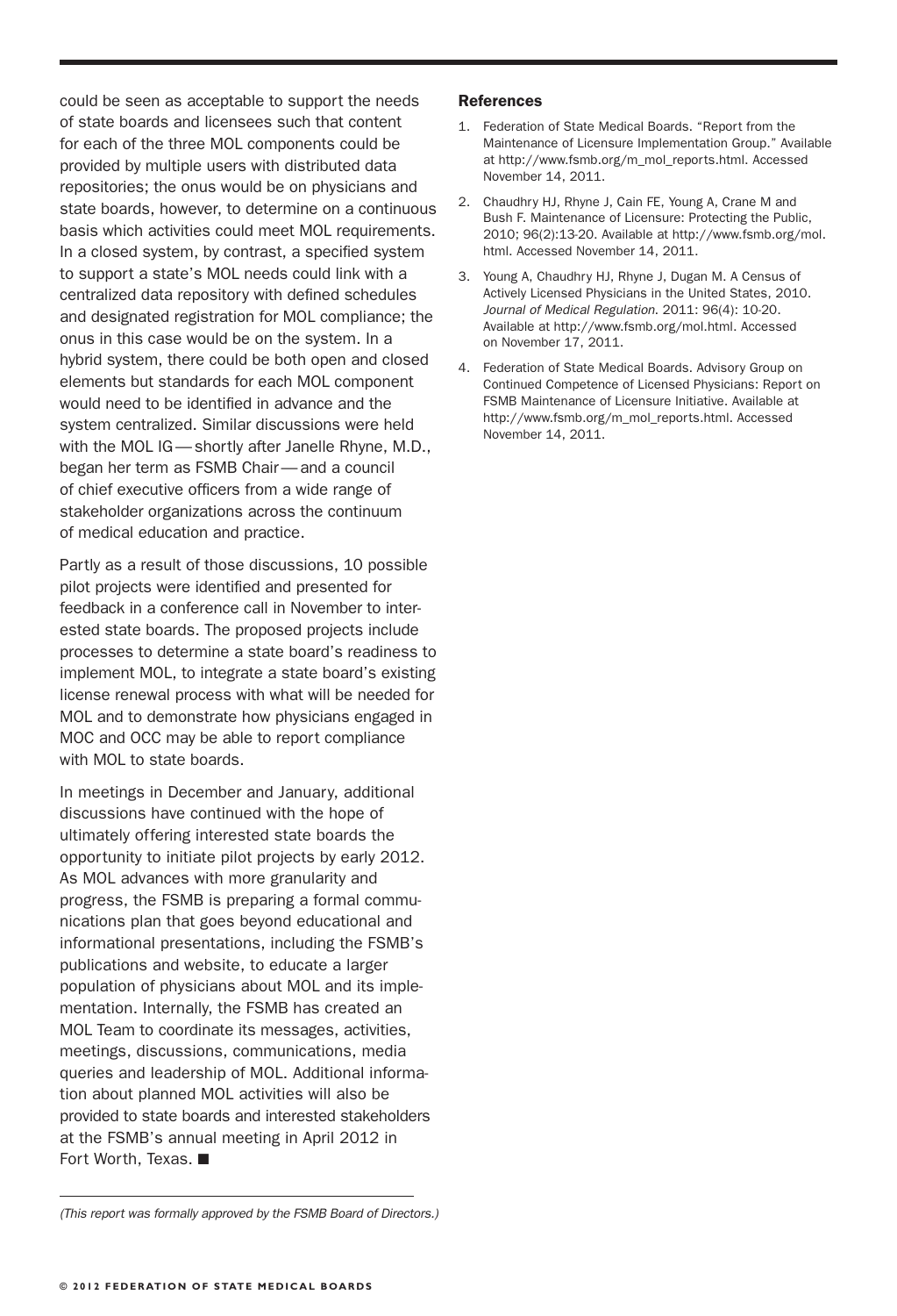could be seen as acceptable to support the needs of state boards and licensees such that content for each of the three MOL components could be provided by multiple users with distributed data repositories; the onus would be on physicians and state boards, however, to determine on a continuous basis which activities could meet MOL requirements. In a closed system, by contrast, a specified system to support a state's MOL needs could link with a centralized data repository with defined schedules and designated registration for MOL compliance; the onus in this case would be on the system. In a hybrid system, there could be both open and closed elements but standards for each MOL component would need to be identified in advance and the system centralized. Similar discussions were held with the MOL IG — shortly after Janelle Rhyne, M.D., began her term as FSMB Chair — and a council of chief executive officers from a wide range of stakeholder organizations across the continuum of medical education and practice.

Partly as a result of those discussions, 10 possible pilot projects were identified and presented for feedback in a conference call in November to interested state boards. The proposed projects include processes to determine a state board's readiness to implement MOL, to integrate a state board's existing license renewal process with what will be needed for MOL and to demonstrate how physicians engaged in MOC and OCC may be able to report compliance with MOL to state boards.

In meetings in December and January, additional discussions have continued with the hope of ultimately offering interested state boards the opportunity to initiate pilot projects by early 2012. As MOL advances with more granularity and progress, the FSMB is preparing a formal communications plan that goes beyond educational and informational presentations, including the FSMB's publications and website, to educate a larger population of physicians about MOL and its implementation. Internally, the FSMB has created an MOL Team to coordinate its messages, activities, meetings, discussions, communications, media queries and leadership of MOL. Additional information about planned MOL activities will also be provided to state boards and interested stakeholders at the FSMB's annual meeting in April 2012 in Fort Worth, Texas. ■

*(This report was formally approved by the FSMB Board of Directors.)*

### References

1. Federation of State Medical Boards. "Report from the Maintenance of Licensure Implementation Group." Available at http://www.fsmb.org/m_mol_reports.html. Accessed November 14, 2011.
2. Chaudhry HJ, Rhyne J, Cain FE, Young A, Crane M and Bush F. Maintenance of Licensure: Protecting the Public, 2010; 96(2):13-20. Available at http://www.fsmb.org/mol.html. Accessed November 14, 2011.
3. Young A, Chaudhry HJ, Rhyne J, Dugan M. A Census of Actively Licensed Physicians in the United States, 2010. *Journal of Medical Regulation*. 2011: 96(4): 10-20. Available at http://www.fsmb.org/mol.html. Accessed on November 17, 2011.
4. Federation of State Medical Boards. Advisory Group on Continued Competence of Licensed Physicians: Report on FSMB Maintenance of Licensure Initiative. Available at http://www.fsmb.org/m_mol_reports.html. Accessed November 14, 2011.